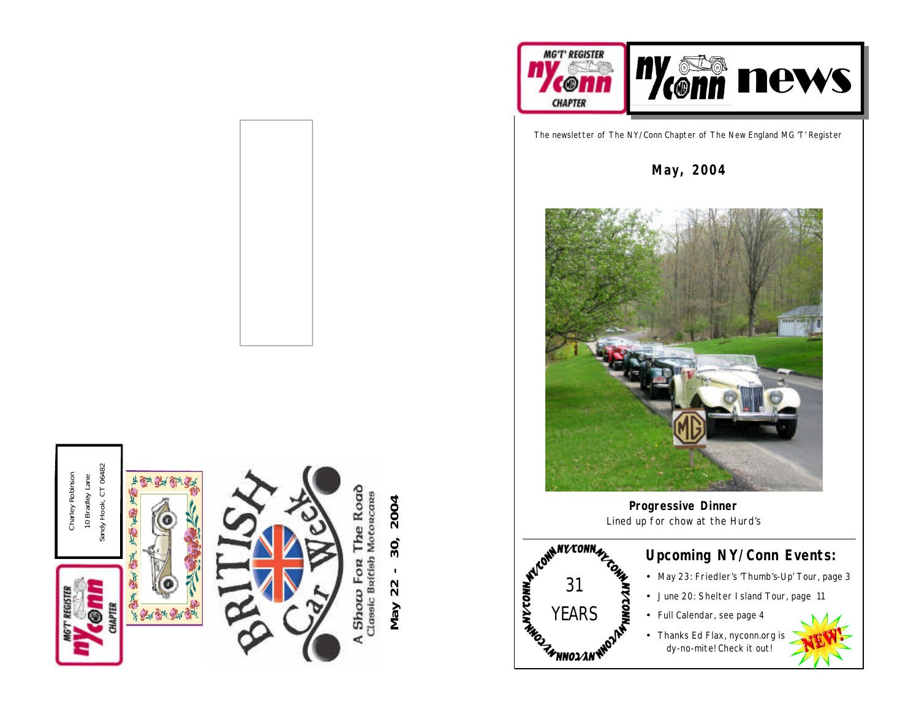Charley Robinson
10 Bradley Lane
Sandy Hook, CT 06482

MG'T' REGISTER
nY/conn
CHAPTER

BRITISH Car Week
A Show For The Road
Classic British Motorcars

May 22 - 30, 2004

---

MG'T' REGISTER nY/conn CHAPTER

# nY/conn news

The newsletter of The NY/Conn Chapter of The New England MG 'T' Register

## May, 2004

**Progressive Dinner**
Lined up for chow at the Hurd's

NY/CONN 31 YEARS

## Upcoming NY/Conn Events:

- May 23: Friedler's 'Thumb's-Up' Tour, page 3
- June 20: Shelter Island Tour, page 11
- Full Calendar, see page 4
- Thanks Ed Flax, nyconn.org is dy-no-mite! Check it out!

NEW!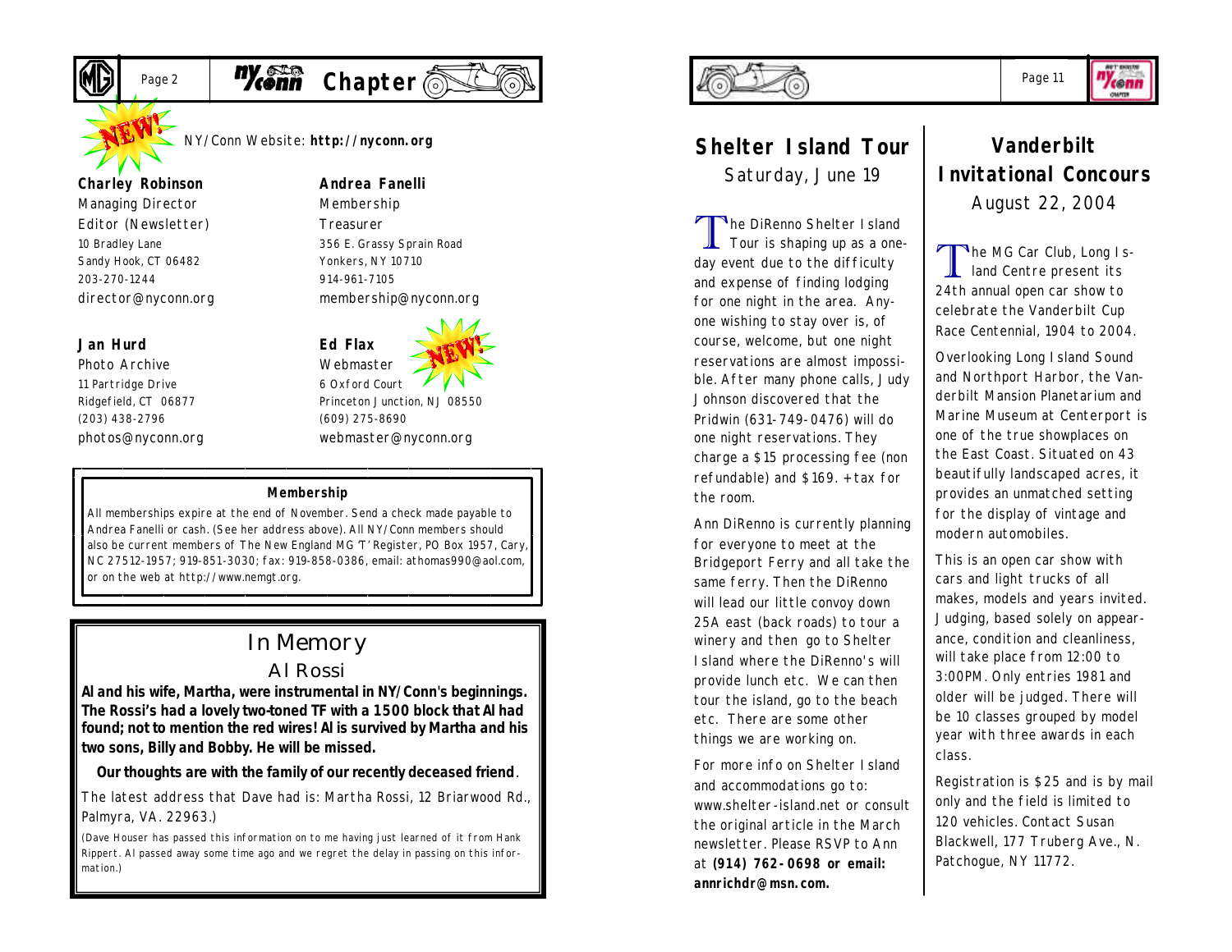NEW! NY/Conn Website: **http://nyconn.org**

**Charley Robinson**
Managing Director
Editor (Newsletter)
10 Bradley Lane
Sandy Hook, CT 06482
203-270-1244
director@nyconn.org

**Andrea Fanelli**
Membership
Treasurer
356 E. Grassy Sprain Road
Yonkers, NY 10710
914-961-7105
membership@nyconn.org

**Jan Hurd**
Photo Archive
11 Partridge Drive
Ridgefield, CT 06877
(203) 438-2796
photos@nyconn.org

**Ed Flax** NEW!
Webmaster
6 Oxford Court
Princeton Junction, NJ 08550
(609) 275-8690
webmaster@nyconn.org

**Membership**

All memberships expire at the end of November. Send a check made payable to Andrea Fanelli or cash. (See her address above). All NY/Conn members should also be current members of The New England MG 'T' Register, PO Box 1957, Cary, NC 27512-1957; 919-851-3030; fax: 919-858-0386, email: athomas990@aol.com, or on the web at http://www.nemgt.org.

## In Memory

### Al Rossi

**Al and his wife, Martha, were instrumental in NY/Conn's beginnings. The Rossi's had a lovely two-toned TF with a 1500 block that Al had found; not to mention the red wires! Al is survived by Martha and his two sons, Billy and Bobby. He will be missed.**

**Our thoughts are with the family of our recently deceased friend**.

The latest address that Dave had is: Martha Rossi, 12 Briarwood Rd., Palmyra, VA. 22963.)

(Dave Houser has passed this information on to me having just learned of it from Hank Rippert. Al passed away some time ago and we regret the delay in passing on this information.)

## Shelter Island Tour

Saturday, June 19

The DiRenno Shelter Island Tour is shaping up as a one-day event due to the difficulty and expense of finding lodging for one night in the area. Anyone wishing to stay over is, of course, welcome, but one night reservations are almost impossible. After many phone calls, Judy Johnson discovered that the Pridwin (631-749-0476) will do one night reservations. They charge a $15 processing fee (non refundable) and $169. + tax for the room.

Ann DiRenno is currently planning for everyone to meet at the Bridgeport Ferry and all take the same ferry. Then the DiRenno will lead our little convoy down 25A east (back roads) to tour a winery and then go to Shelter Island where the DiRenno's will provide lunch etc. We can then tour the island, go to the beach etc. There are some other things we are working on.

For more info on Shelter Island and accommodations go to: www.shelter-island.net or consult the original article in the March newsletter. Please RSVP to Ann at **(914) 762-0698 or email: annrichdr@msn.com.**

## Vanderbilt Invitational Concours

August 22, 2004

The MG Car Club, Long Island Centre present its 24th annual open car show to celebrate the Vanderbilt Cup Race Centennial, 1904 to 2004.

Overlooking Long Island Sound and Northport Harbor, the Vanderbilt Mansion Planetarium and Marine Museum at Centerport is one of the true showplaces on the East Coast. Situated on 43 beautifully landscaped acres, it provides an unmatched setting for the display of vintage and modern automobiles.

This is an open car show with cars and light trucks of all makes, models and years invited. Judging, based solely on appearance, condition and cleanliness, will take place from 12:00 to 3:00PM. Only entries 1981 and older will be judged. There will be 10 classes grouped by model year with three awards in each class.

Registration is $25 and is by mail only and the field is limited to 120 vehicles. Contact Susan Blackwell, 177 Truberg Ave., N. Patchogue, NY 11772.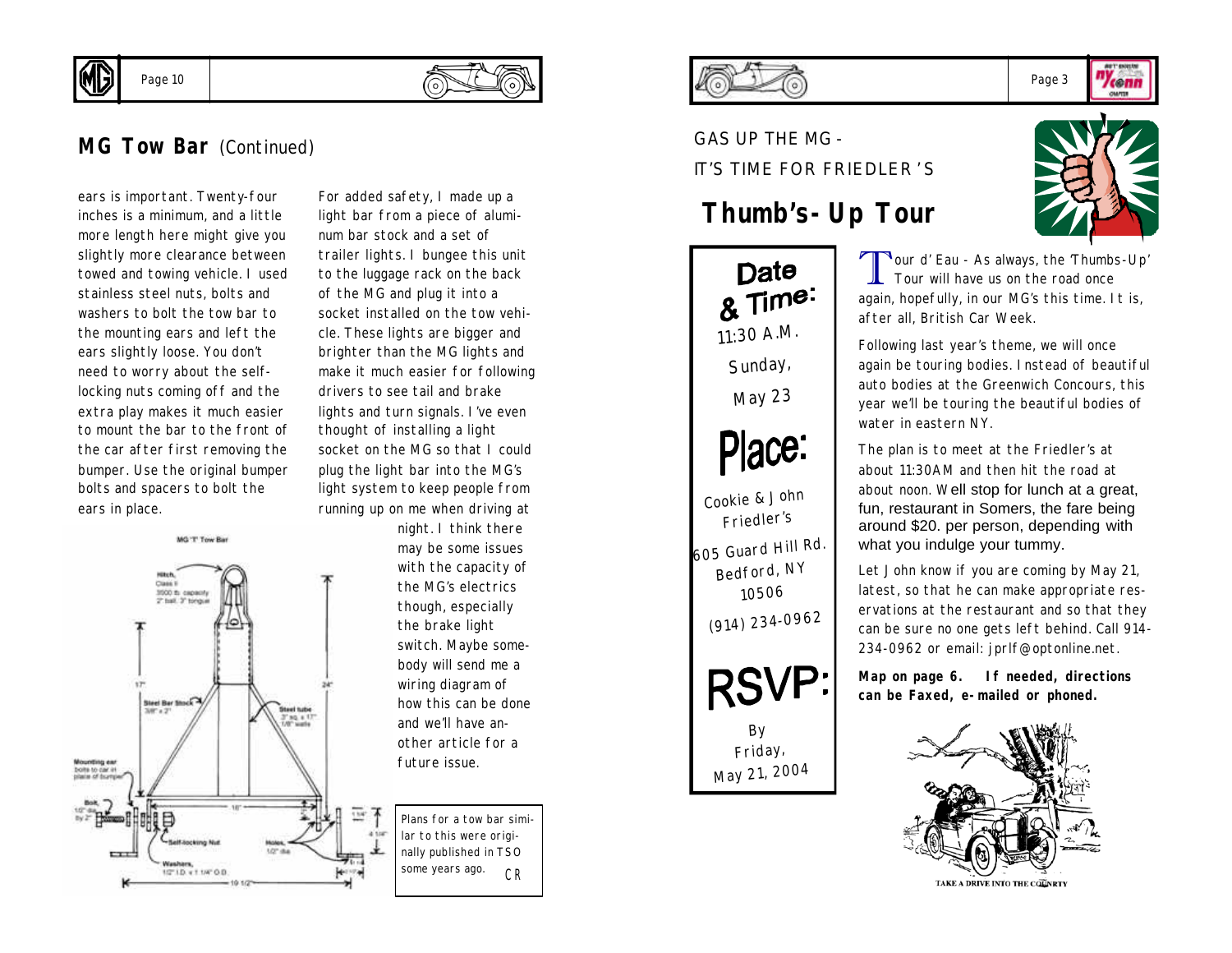## MG Tow Bar *(Continued)*

ears is important. Twenty-four inches is a minimum, and a little more length here might give you slightly more clearance between towed and towing vehicle. I used stainless steel nuts, bolts and washers to bolt the tow bar to the mounting ears and left the ears slightly loose. You don't need to worry about the self-locking nuts coming off and the extra play makes it much easier to mount the bar to the front of the car after first removing the bumper. Use the original bumper bolts and spacers to bolt the ears in place.

For added safety, I made up a light bar from a piece of aluminum bar stock and a set of trailer lights. I bungee this unit to the luggage rack on the back of the MG and plug it into a socket installed on the tow vehicle. These lights are bigger and brighter than the MG lights and make it much easier for following drivers to see tail and brake lights and turn signals. I've even thought of installing a light socket on the MG so that I could plug the light bar into the MG's light system to keep people from running up on me when driving at night. I think there may be some issues with the capacity of the MG's electrics though, especially the brake light switch. Maybe somebody will send me a wiring diagram of how this can be done and we'll have another article for a future issue.

MG 'T' Tow Bar

Hitch, Class II 3500 lb. capacity 2" ball, 3" tongue

Steel Bar Stock 3/8" x 2"

Steel tube 3" sq. x 17" 1/8" walls

Mounting ear bolts to car in place of bumper

Bolt, 1/2" dia by 2"

Self-locking Nut

Holes, 1/2" dia

Washers, 1/2" I.D. x 1 1/4" O.D.

17" 24" 16" 19 1/2" 1 1/4" 4 1/4"

*Plans for a tow bar similar to this were originally published in TSO some years ago.* CR

GAS UP THE MG -
IT'S TIME FOR FRIEDLER'S

## Thumb's-Up Tour

**Date & Time:**

11:30 A.M.
Sunday,
May 23

**Place:**

Cookie & John Friedler's
605 Guard Hill Rd.
Bedford, NY
10506
(914) 234-0962

**RSVP:**

By
Friday,
May 21, 2004

Tour d'Eau - As always, the 'Thumbs-Up' Tour will have us on the road once again, hopefully, in our MG's this time. It is, after all, British Car Week.

Following last year's theme, we will once again be touring bodies. Instead of beautiful auto bodies at the Greenwich Concours, this year we'll be touring the beautiful bodies of water in eastern NY.

The plan is to meet at the Friedler's at about 11:30AM and then hit the road at about noon. Well stop for lunch at a great, fun, restaurant in Somers, the fare being around $20. per person, depending with what you indulge your tummy.

Let John know if you are coming by May 21, latest, so that he can make appropriate reservations at the restaurant and so that they can be sure no one gets left behind. Call 914-234-0962 or email: jprlf@optonline.net.

**Map on page 6. If needed, directions can be Faxed, e-mailed or phoned.**

TAKE A DRIVE INTO THE COUNTRY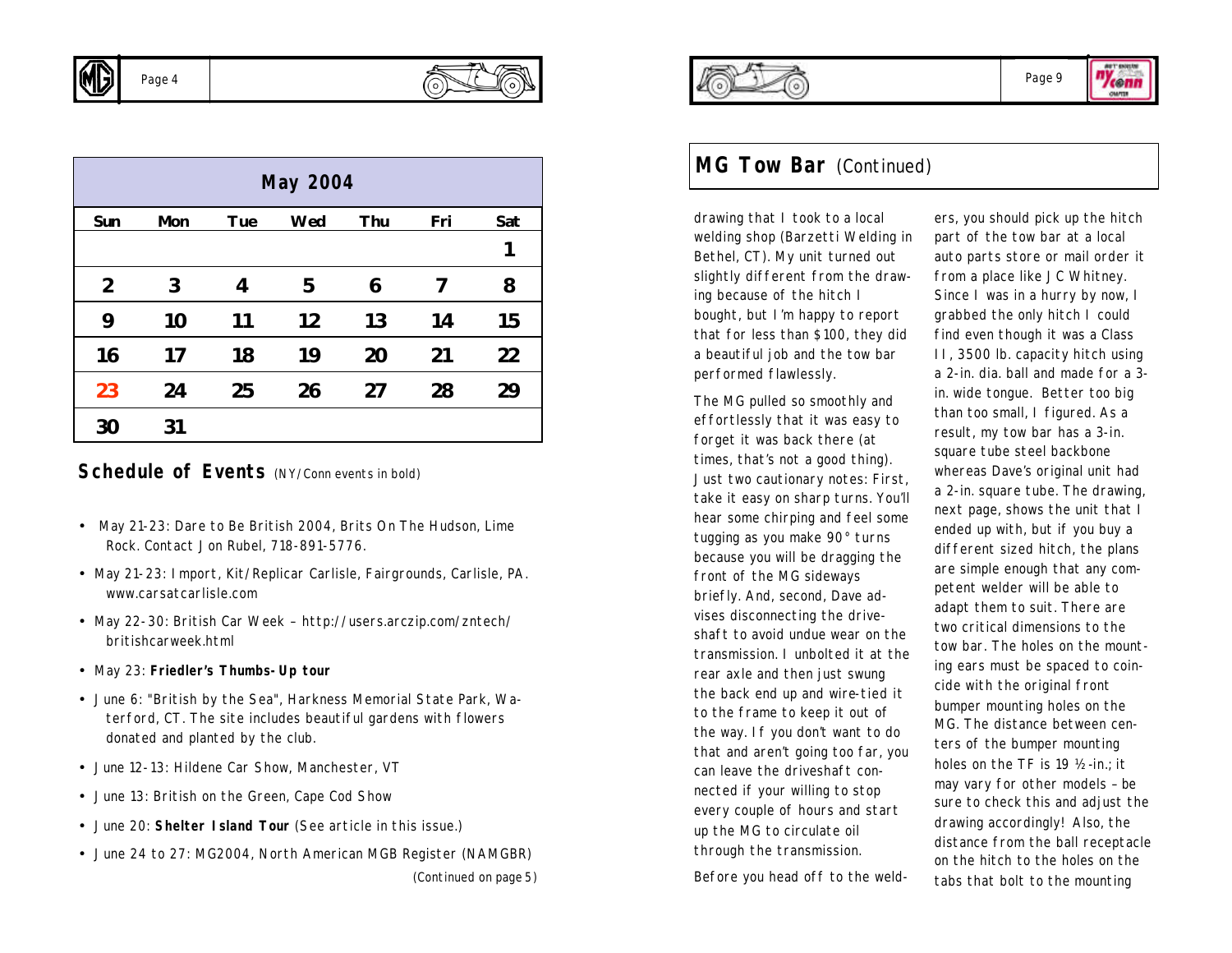| May 2004 | | | | | | |
|---|---|---|---|---|---|---|
| Sun | Mon | Tue | Wed | Thu | Fri | Sat |
| | | | | | | 1 |
| 2 | 3 | 4 | 5 | 6 | 7 | 8 |
| 9 | 10 | 11 | 12 | 13 | 14 | 15 |
| 16 | 17 | 18 | 19 | 20 | 21 | 22 |
| 23 | 24 | 25 | 26 | 27 | 28 | 29 |
| 30 | 31 | | | | | |

## Schedule of Events (NY/Conn events in bold)

- May 21-23: Dare to Be British 2004, Brits On The Hudson, Lime Rock. Contact Jon Rubel, 718-891-5776.
- May 21-23: Import, Kit/Replicar Carlisle, Fairgrounds, Carlisle, PA. www.carsatcarlisle.com
- May 22-30: British Car Week – http://users.arczip.com/zntech/britishcarweek.html
- May 23: **Friedler's Thumbs-Up tour**
- June 6: "British by the Sea", Harkness Memorial State Park, Waterford, CT. The site includes beautiful gardens with flowers donated and planted by the club.
- June 12-13: Hildene Car Show, Manchester, VT
- June 13: British on the Green, Cape Cod Show
- June 20: **Shelter Island Tour** (See article in this issue.)
- June 24 to 27: MG2004, North American MGB Register (NAMGBR)

(Continued on page 5)

## MG Tow Bar (Continued)

drawing that I took to a local welding shop (Barzetti Welding in Bethel, CT). My unit turned out slightly different from the drawing because of the hitch I bought, but I'm happy to report that for less than $100, they did a beautiful job and the tow bar performed flawlessly.

The MG pulled so smoothly and effortlessly that it was easy to forget it was back there (at times, that's not a good thing). Just two cautionary notes: First, take it easy on sharp turns. You'll hear some chirping and feel some tugging as you make 90° turns because you will be dragging the front of the MG sideways briefly. And, second, Dave advises disconnecting the driveshaft to avoid undue wear on the transmission. I unbolted it at the rear axle and then just swung the back end up and wire-tied it to the frame to keep it out of the way. If you don't want to do that and aren't going too far, you can leave the driveshaft connected if your willing to stop every couple of hours and start up the MG to circulate oil through the transmission.

Before you head off to the welders, you should pick up the hitch part of the tow bar at a local auto parts store or mail order it from a place like J C Whitney. Since I was in a hurry by now, I grabbed the only hitch I could find even though it was a Class II, 3500 lb. capacity hitch using a 2-in. dia. ball and made for a 3-in. wide tongue. Better too big than too small, I figured. As a result, my tow bar has a 3-in. square tube steel backbone whereas Dave's original unit had a 2-in. square tube. The drawing, next page, shows the unit that I ended up with, but if you buy a different sized hitch, the plans are simple enough that any competent welder will be able to adapt them to suit. There are two critical dimensions to the tow bar. The holes on the mounting ears must be spaced to coincide with the original front bumper mounting holes on the MG. The distance between centers of the bumper mounting holes on the TF is 19 ½-in.; it may vary for other models – be sure to check this and adjust the drawing accordingly! Also, the distance from the ball receptacle on the hitch to the holes on the tabs that bolt to the mounting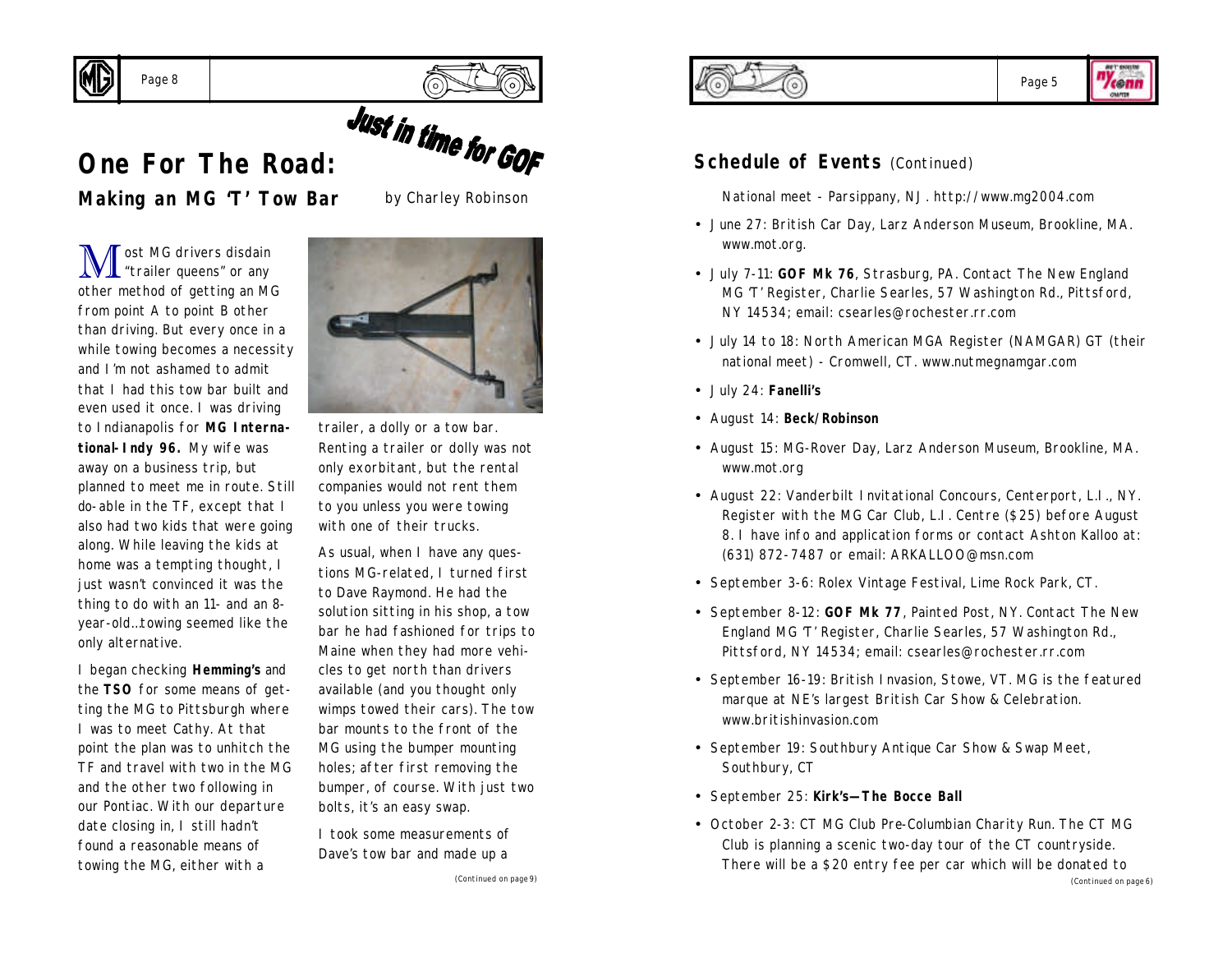Just in time for GOF

# One For The Road:

## Making an MG 'T' Tow Bar

by Charley Robinson

Most MG drivers disdain "trailer queens" or any other method of getting an MG from point A to point B other than driving. But every once in a while towing becomes a necessity and I'm not ashamed to admit that I had this tow bar built and even used it once. I was driving to Indianapolis for **MG International-Indy 96.** My wife was away on a business trip, but planned to meet me in route. Still do-able in the TF, except that I also had two kids that were going along. While leaving the kids at home was a tempting thought, I just wasn't convinced it was the thing to do with an 11- and an 8-year-old…towing seemed like the only alternative.

I began checking **Hemming's** and the **TSO** for some means of getting the MG to Pittsburgh where I was to meet Cathy. At that point the plan was to unhitch the TF and travel with two in the MG and the other two following in our Pontiac. With our departure date closing in, I still hadn't found a reasonable means of towing the MG, either with a trailer, a dolly or a tow bar. Renting a trailer or dolly was not only exorbitant, but the rental companies would not rent them to you unless you were towing with one of their trucks.

As usual, when I have any questions MG-related, I turned first to Dave Raymond. He had the solution sitting in his shop, a tow bar he had fashioned for trips to Maine when they had more vehicles to get north than drivers available (and you thought only wimps towed their cars). The tow bar mounts to the front of the MG using the bumper mounting holes; after first removing the bumper, of course. With just two bolts, it's an easy swap.

I took some measurements of Dave's tow bar and made up a

*(Continued on page 9)*

## Schedule of Events (Continued)

National meet - Parsippany, NJ. http://www.mg2004.com

- June 27: British Car Day, Larz Anderson Museum, Brookline, MA. www.mot.org.
- July 7-11: **GOF Mk 76**, Strasburg, PA. Contact The New England MG 'T' Register, Charlie Searles, 57 Washington Rd., Pittsford, NY 14534; email: csearles@rochester.rr.com
- July 14 to 18: North American MGA Register (NAMGAR) GT (their national meet) - Cromwell, CT. www.nutmegnamgar.com
- July 24: **Fanelli's**
- August 14: **Beck/Robinson**
- August 15: MG-Rover Day, Larz Anderson Museum, Brookline, MA. www.mot.org
- August 22: Vanderbilt Invitational Concours, Centerport, L.I., NY. Register with the MG Car Club, L.I. Centre ($25) before August 8. I have info and application forms or contact Ashton Kalloo at: (631) 872-7487 or email: ARKALLOO@msn.com
- September 3-6: Rolex Vintage Festival, Lime Rock Park, CT.
- September 8-12: **GOF Mk 77**, Painted Post, NY. Contact The New England MG 'T' Register, Charlie Searles, 57 Washington Rd., Pittsford, NY 14534; email: csearles@rochester.rr.com
- September 16-19: British Invasion, Stowe, VT. MG is the featured marque at NE's largest British Car Show & Celebration. www.britishinvasion.com
- September 19: Southbury Antique Car Show & Swap Meet, Southbury, CT
- September 25: **Kirk's—The Bocce Ball**
- October 2-3: CT MG Club Pre-Columbian Charity Run. The CT MG Club is planning a scenic two-day tour of the CT countryside. There will be a $20 entry fee per car which will be donated to

*(Continued on page 6)*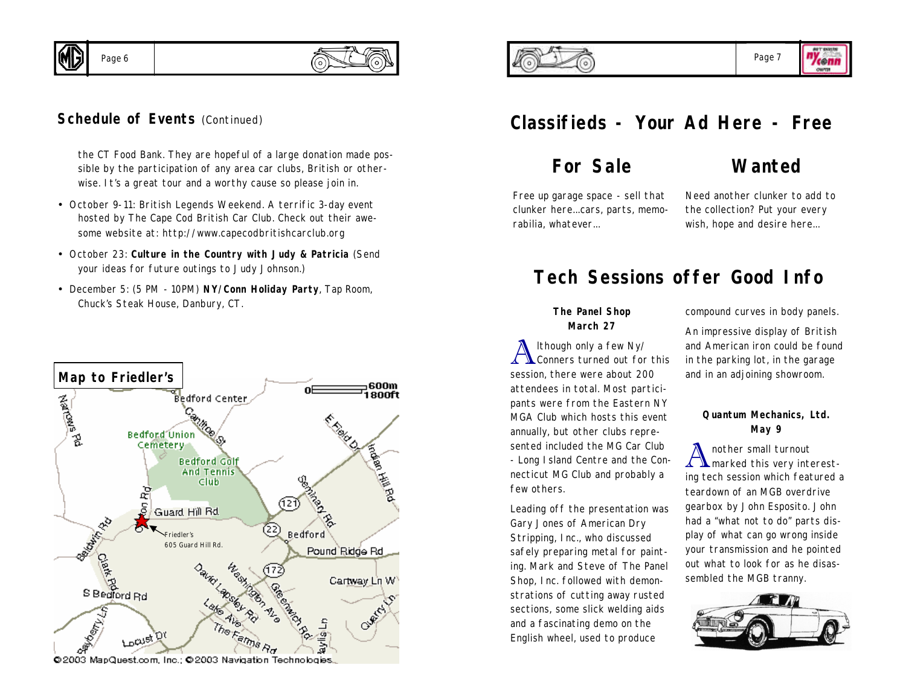## Schedule of Events (Continued)

the CT Food Bank. They are hopeful of a large donation made possible by the participation of any area car clubs, British or otherwise. It's a great tour and a worthy cause so please join in.

- October 9-11: British Legends Weekend. A terrific 3-day event hosted by The Cape Cod British Car Club. Check out their awesome website at: http://www.capecodbritishcarclub.org
- October 23: **Culture in the Country with Judy & Patricia** (Send your ideas for future outings to Judy Johnson.)
- December 5: (5 PM - 10PM) **NY/Conn Holiday Party**, Tap Room, Chuck's Steak House, Danbury, CT.

### Map to Friedler's

Friedler's
605 Guard Hill Rd.

©2003 MapQuest.com, Inc.; ©2003 Navigation Technologies

# Classifieds - Your Ad Here - Free

## For Sale

Free up garage space - sell that clunker here…cars, parts, memorabilia, whatever…

## Wanted

Need another clunker to add to the collection? Put your every wish, hope and desire here…

# Tech Sessions offer Good Info

**The Panel Shop**
**March 27**

Although only a few Ny/Conners turned out for this session, there were about 200 attendees in total. Most participants were from the Eastern NY MGA Club which hosts this event annually, but other clubs represented included the MG Car Club - Long Island Centre and the Connecticut MG Club and probably a few others.

Leading off the presentation was Gary Jones of American Dry Stripping, Inc., who discussed safely preparing metal for painting. Mark and Steve of The Panel Shop, Inc. followed with demonstrations of cutting away rusted sections, some slick welding aids and a fascinating demo on the English wheel, used to produce compound curves in body panels.

An impressive display of British and American iron could be found in the parking lot, in the garage and in an adjoining showroom.

**Quantum Mechanics, Ltd.**
**May 9**

Another small turnout marked this very interesting tech session which featured a teardown of an MGB overdrive gearbox by John Esposito. John had a "what not to do" parts display of what can go wrong inside your transmission and he pointed out what to look for as he disassembled the MGB tranny.